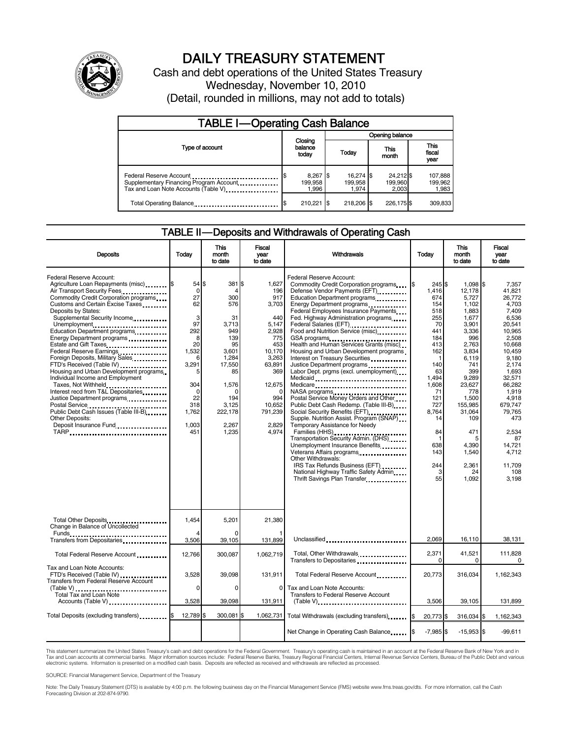# DAILY TREASURY STATEMENT

Cash and debt operations of the United States Treasury
Wednesday, November 10, 2010
(Detail, rounded in millions, may not add to totals)

## TABLE I—Operating Cash Balance

| Type of account | Closing balance today | Opening balance Today | Opening balance This month | Opening balance This fiscal year |
|---|---|---|---|---|
| Federal Reserve Account | $ 8,267 | $ 16,274 | $ 24,212 | $ 107,888 |
| Supplementary Financing Program Account | 199,958 | 199,958 | 199,960 | 199,962 |
| Tax and Loan Note Accounts (Table V) | 1,996 | 1,974 | 2,003 | 1,983 |
| Total Operating Balance | $ 210,221 | $ 218,206 | $ 226,175 | $ 309,833 |

## TABLE II—Deposits and Withdrawals of Operating Cash

| Deposits | Today | This month to date | Fiscal year to date |
|---|---|---|---|
| Federal Reserve Account: | | | |
| Agriculture Loan Repayments (misc) | $ 54 | $ 381 | $ 1,627 |
| Air Transport Security Fees | 0 | 4 | 196 |
| Commodity Credit Corporation programs | 27 | 300 | 917 |
| Customs and Certain Excise Taxes | 62 | 576 | 3,703 |
| Deposits by States: | | | |
| Supplemental Security Income | 3 | 31 | 440 |
| Unemployment | 97 | 3,713 | 5,147 |
| Education Department programs | 292 | 949 | 2,928 |
| Energy Department programs | 8 | 139 | 775 |
| Estate and Gift Taxes | 20 | 95 | 453 |
| Federal Reserve Earnings | 1,532 | 3,601 | 10,170 |
| Foreign Deposits, Military Sales | 6 | 1,284 | 3,263 |
| FTD's Received (Table IV) | 3,291 | 17,550 | 63,891 |
| Housing and Urban Development programs | 5 | 85 | 369 |
| Individual Income and Employment Taxes, Not Withheld | 304 | 1,576 | 12,675 |
| Interest recd from T&L Depositaries | 0 | 0 | 0 |
| Justice Department programs | 22 | 194 | 994 |
| Postal Service | 318 | 3,125 | 10,652 |
| Public Debt Cash Issues (Table III-B) | 1,762 | 222,178 | 791,239 |
| Other Deposits: | | | |
| Deposit Insurance Fund | 1,003 | 2,267 | 2,829 |
| TARP | 451 | 1,235 | 4,974 |
| Total Other Deposits | 1,454 | 5,201 | 21,380 |
| Change in Balance of Uncollected Funds | 4 | 0 | 1 |
| Transfers from Depositaries | 3,506 | 39,105 | 131,899 |
| Total Federal Reserve Account | 12,766 | 300,087 | 1,062,719 |
| Tax and Loan Note Accounts: | | | |
| FTD's Received (Table IV) | 3,528 | 39,098 | 131,911 |
| Transfers from Federal Reserve Account (Table V) | 0 | 0 | 0 |
| Total Tax and Loan Note Accounts (Table V) | 3,528 | 39,098 | 131,911 |
| Total Deposits (excluding transfers) | $ 12,789 | $ 300,081 | $ 1,062,731 |

| Withdrawals | Today | This month to date | Fiscal year to date |
|---|---|---|---|
| Federal Reserve Account: | | | |
| Commodity Credit Corporation programs | $ 245 | $ 1,098 | $ 7,357 |
| Defense Vendor Payments (EFT) | 1,416 | 12,178 | 41,821 |
| Education Department programs | 674 | 5,727 | 26,772 |
| Energy Department programs | 154 | 1,102 | 4,703 |
| Federal Employees Insurance Payments | 518 | 1,883 | 7,409 |
| Fed. Highway Administration programs | 255 | 1,677 | 6,536 |
| Federal Salaries (EFT) | 70 | 3,901 | 20,541 |
| Food and Nutrition Service (misc) | 441 | 3,336 | 10,965 |
| GSA programs | 184 | 996 | 2,508 |
| Health and Human Services Grants (misc) | 413 | 2,763 | 10,668 |
| Housing and Urban Development programs | 162 | 3,834 | 10,459 |
| Interest on Treasury Securities | 1 | 6,119 | 9,180 |
| Justice Department programs | 140 | 741 | 2,174 |
| Labor Dept. prgms (excl. unemployment) | 63 | 399 | 1,693 |
| Medicaid | 1,494 | 9,289 | 32,571 |
| Medicare | 1,608 | 23,627 | 66,282 |
| NASA programs | 71 | 778 | 1,919 |
| Postal Service Money Orders and Other | 121 | 1,500 | 4,918 |
| Public Debt Cash Redemp. (Table III-B) | 727 | 155,985 | 679,747 |
| Social Security Benefits (EFT) | 8,764 | 31,064 | 79,765 |
| Supple. Nutrition Assist. Program (SNAP) | 14 | 109 | 473 |
| Temporary Assistance for Needy Families (HHS) | 84 | 471 | 2,534 |
| Transportation Security Admin. (DHS) | 1 | 5 | 87 |
| Unemployment Insurance Benefits | 638 | 4,390 | 14,721 |
| Veterans Affairs programs | 143 | 1,540 | 4,712 |
| Other Withdrawals: | | | |
| IRS Tax Refunds Business (EFT) | 244 | 2,361 | 11,709 |
| National Highway Traffic Safety Admin | 3 | 24 | 108 |
| Thrift Savings Plan Transfer | 55 | 1,092 | 3,198 |
| Unclassified | 2,069 | 16,110 | 38,131 |
| Total, Other Withdrawals | 2,371 | 41,521 | 111,828 |
| Transfers to Depositaries | 0 | 0 | 0 |
| Total Federal Reserve Account | 20,773 | 316,034 | 1,162,343 |
| Tax and Loan Note Accounts: | | | |
| Transfers to Federal Reserve Account (Table V) | 3,506 | 39,105 | 131,899 |
| Total Withdrawals (excluding transfers) | $ 20,773 | $ 316,034 | $ 1,162,343 |
| Net Change in Operating Cash Balance | $ -7,985 | $ -15,953 | $ -99,611 |

This statement summarizes the United States Treasury's cash and debt operations for the Federal Government. Treasury's operating cash is maintained in an account at the Federal Reserve Bank of New York and in Tax and Loan accounts at commercial banks. Major information sources include: Federal Reserve Banks, Treasury Regional Financial Centers, Internal Revenue Service Centers, Bureau of the Public Debt and various electronic systems. Information is presented on a modified cash basis. Deposits are reflected as received and withdrawals are reflected as processed.

SOURCE: Financial Management Service, Department of the Treasury

Note: The Daily Treasury Statement (DTS) is available by 4:00 p.m. the following business day on the Financial Management Service (FMS) website www.fms.treas.gov/dts. For more information, call the Cash Forecasting Division at 202-874-9790.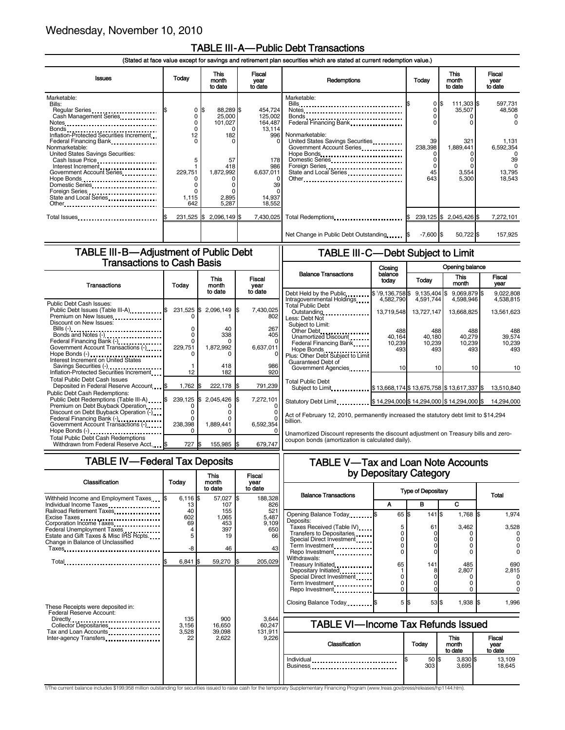Wednesday, November 10, 2010

## TABLE III-A—Public Debt Transactions

(Stated at face value except for savings and retirement plan securities which are stated at current redemption value.)

| Issues | Today | This month to date | Fiscal year to date |
|---|---|---|---|
| Marketable: | | | |
| Bills: | | | |
| Regular Series | $ 0 | $ 88,289 | $ 454,724 |
| Cash Management Series | 0 | 25,000 | 125,002 |
| Notes | 0 | 101,027 | 164,487 |
| Bonds | 0 | 0 | 13,114 |
| Inflation-Protected Securities Increment | 12 | 182 | 996 |
| Federal Financing Bank | 0 | 0 | 0 |
| Nonmarketable: | | | |
| United States Savings Securities: | | | |
| Cash Issue Price | 5 | 57 | 178 |
| Interest Increment | 1 | 418 | 986 |
| Government Account Series | 229,751 | 1,872,992 | 6,637,011 |
| Hope Bonds | 0 | 0 | 0 |
| Domestic Series | 0 | 0 | 39 |
| Foreign Series | 0 | 0 | 0 |
| State and Local Series | 1,115 | 2,895 | 14,937 |
| Other | 642 | 5,287 | 18,552 |
| Total Issues | $ 231,525 | $ 2,096,149 | $ 7,430,025 |

| Redemptions | Today | This month to date | Fiscal year to date |
|---|---|---|---|
| Marketable: | | | |
| Bills | $ 0 | $ 111,303 | $ 597,731 |
| Notes | 0 | 35,507 | 48,508 |
| Bonds | 0 | 0 | 0 |
| Federal Financing Bank | 0 | 0 | 0 |
| Nonmarketable: | | | |
| United States Savings Securities | 39 | 321 | 1,131 |
| Government Account Series | 238,398 | 1,889,441 | 6,592,354 |
| Hope Bonds | 0 | 0 | 0 |
| Domestic Series | 0 | 0 | 39 |
| Foreign Series | 0 | 0 | 0 |
| State and Local Series | 45 | 3,554 | 13,795 |
| Other | 643 | 5,300 | 18,543 |
| Total Redemptions | $ 239,125 | $ 2,045,426 | $ 7,272,101 |
| Net Change in Public Debt Outstanding | $ -7,600 | $ 50,722 | $ 157,925 |

## TABLE III-B—Adjustment of Public Debt Transactions to Cash Basis

| Transactions | Today | This month to date | Fiscal year to date |
|---|---|---|---|
| Public Debt Cash Issues: | | | |
| Public Debt Issues (Table III-A) | $ 231,525 | $ 2,096,149 | $ 7,430,025 |
| Premium on New Issues | 0 | 1 | 802 |
| Discount on New Issues: | | | |
| Bills (-) | 0 | 40 | 267 |
| Bonds and Notes (-) | 0 | 338 | 405 |
| Federal Financing Bank (-) | 0 | 0 | 0 |
| Government Account Transactions (-) | 229,751 | 1,872,992 | 6,637,011 |
| Hope Bonds (-) | 0 | 0 | 0 |
| Interest Increment on United States Savings Securities (-) | 1 | 418 | 986 |
| Inflation-Protected Securities Increment | 12 | 182 | 920 |
| Total Public Debt Cash Issues Deposited in Federal Reserve Account | $ 1,762 | $ 222,178 | $ 791,239 |
| Public Debt Cash Redemptions: | | | |
| Public Debt Redemptions (Table III-A) | $ 239,125 | $ 2,045,426 | $ 7,272,101 |
| Premium on Debt Buyback Operation | 0 | 0 | 0 |
| Discount on Debt Buyback Operation (-) | 0 | 0 | 0 |
| Federal Financing Bank (-) | 0 | 0 | 0 |
| Government Account Transactions (-) | 238,398 | 1,889,441 | 6,592,354 |
| Hope Bonds (-) | 0 | 0 | 0 |
| Total Public Debt Cash Redemptions Withdrawn from Federal Reserve Acct. | $ 727 | $ 155,985 | $ 679,747 |

## TABLE III-C—Debt Subject to Limit

| Balance Transactions | Closing balance today | Opening balance Today | Opening balance This month | Opening balance Fiscal year |
|---|---|---|---|---|
| Debt Held by the Public | $ [1]9,136,758 | $ 9,135,404 | $ 9,069,879 | $ 9,022,808 |
| Intragovernmental Holdings | 4,582,790 | 4,591,744 | 4,598,946 | 4,538,815 |
| Total Public Debt Outstanding | 13,719,548 | 13,727,147 | 13,668,825 | 13,561,623 |
| Less: Debt Not Subject to Limit: | | | | |
| Other Debt | 488 | 488 | 488 | 488 |
| Unamortized Discount | 40,164 | 40,180 | 40,279 | 39,574 |
| Federal Financing Bank | 10,239 | 10,239 | 10,239 | 10,239 |
| Hope Bonds | 493 | 493 | 493 | 493 |
| Plus: Other Debt Subject to Limit Guaranteed Debt of Government Agencies | 10 | 10 | 10 | 10 |
| Total Public Debt Subject to Limit | $ 13,668,174 | $ 13,675,758 | $ 13,617,337 | $ 13,510,840 |
| Statutory Debt Limit | $ 14,294,000 | $ 14,294,000 | $ 14,294,000 | $ 14,294,000 |

Act of February 12, 2010, permanently increased the statutory debt limit to $14,294 billion.

Unamortized Discount represents the discount adjustment on Treasury bills and zero-coupon bonds (amortization is calculated daily).

## TABLE IV—Federal Tax Deposits

| Classification | Today | This month to date | Fiscal year to date |
|---|---|---|---|
| Withheld Income and Employment Taxes | $ 6,116 | $ 57,027 | $ 188,328 |
| Individual Income Taxes | 13 | 107 | 826 |
| Railroad Retirement Taxes | 40 | 155 | 521 |
| Excise Taxes | 602 | 1,065 | 5,487 |
| Corporation Income Taxes | 69 | 453 | 9,109 |
| Federal Unemployment Taxes | 4 | 397 | 650 |
| Estate and Gift Taxes & Misc IRS Rcpts. | 5 | 19 | 66 |
| Change in Balance of Unclassified Taxes | -8 | 46 | 43 |
| Total | $ 6,841 | $ 59,270 | $ 205,029 |
| These Receipts were deposited in: | | | |
| Federal Reserve Account: | | | |
| Directly | 135 | 900 | 3,644 |
| Collector Depositaries | 3,156 | 16,650 | 60,247 |
| Tax and Loan Accounts | 3,528 | 39,098 | 131,911 |
| Inter-agency Transfers | 22 | 2,622 | 9,226 |

## TABLE V—Tax and Loan Note Accounts by Depositary Category

| Balance Transactions | Type of Depositary A | B | C | Total |
|---|---|---|---|---|
| Opening Balance Today | $ 65 | $ 141 | $ 1,768 | $ 1,974 |
| Deposits: | | | | |
| Taxes Received (Table IV) | 5 | 61 | 3,462 | 3,528 |
| Transfers to Depositaries | 0 | 0 | 0 | 0 |
| Special Direct Investment | 0 | 0 | 0 | 0 |
| Term Investment | 0 | 0 | 0 | 0 |
| Repo Investment | 0 | 0 | 0 | 0 |
| Withdrawals: | | | | |
| Treasury Initiated | 65 | 141 | 485 | 690 |
| Depositary Initiated | 1 | 8 | 2,807 | 2,815 |
| Special Direct Investment | 0 | 0 | 0 | 0 |
| Term Investment | 0 | 0 | 0 | 0 |
| Repo Investment | 0 | 0 | 0 | 0 |
| Closing Balance Today | $ 5 | $ 53 | $ 1,938 | $ 1,996 |

## TABLE VI—Income Tax Refunds Issued

| Classification | Today | This month to date | Fiscal year to date |
|---|---|---|---|
| Individual | $ 50 | $ 3,830 | $ 13,109 |
| Business | 303 | 3,695 | 18,645 |

1/The current balance includes $199,958 million outstanding for securities issued to raise cash for the temporary Supplementary Financing Program (www.treas.gov/press/releases/hp1144.htm).